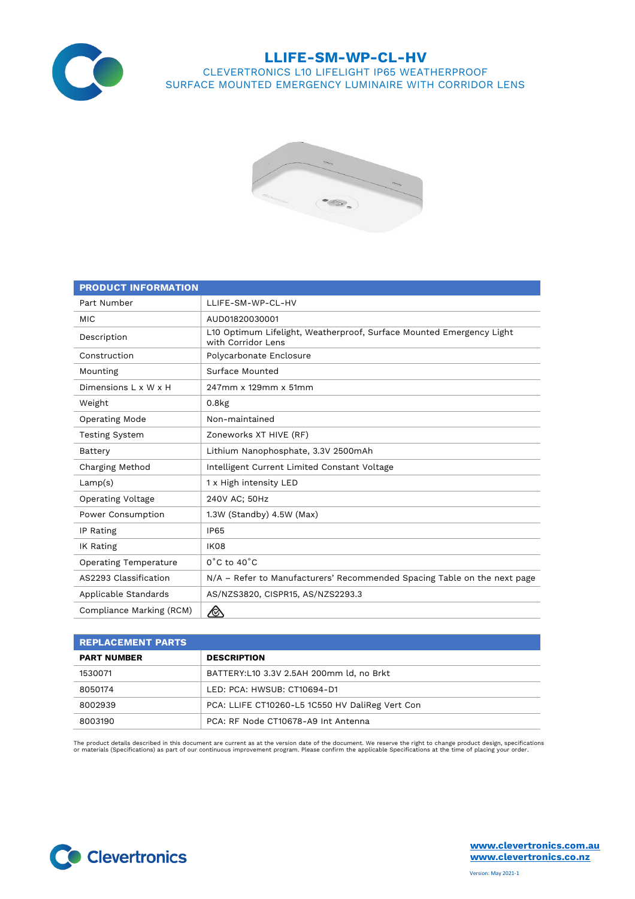# LLIFE-SM-WP-CL-HV

## CLEVERTRONICS L10 LIFELIGHT IP65 WEATHERPROOF SURFACE MOUNTED EMERGENCY LUMINAIRE WITH CORRIDOR LENS

| PRODUCT INFORMATION | |
|---|---|
| Part Number | LLIFE-SM-WP-CL-HV |
| MIC | AUD01820030001 |
| Description | L10 Optimum Lifelight, Weatherproof, Surface Mounted Emergency Light with Corridor Lens |
| Construction | Polycarbonate Enclosure |
| Mounting | Surface Mounted |
| Dimensions L x W x H | 247mm x 129mm x 51mm |
| Weight | 0.8kg |
| Operating Mode | Non-maintained |
| Testing System | Zoneworks XT HIVE (RF) |
| Battery | Lithium Nanophosphate, 3.3V 2500mAh |
| Charging Method | Intelligent Current Limited Constant Voltage |
| Lamp(s) | 1 x High intensity LED |
| Operating Voltage | 240V AC; 50Hz |
| Power Consumption | 1.3W (Standby) 4.5W (Max) |
| IP Rating | IP65 |
| IK Rating | IK08 |
| Operating Temperature | 0˚C to 40˚C |
| AS2293 Classification | N/A – Refer to Manufacturers' Recommended Spacing Table on the next page |
| Applicable Standards | AS/NZS3820, CISPR15, AS/NZS2293.3 |
| Compliance Marking (RCM) | |

| REPLACEMENT PARTS | |
|---|---|
| **PART NUMBER** | **DESCRIPTION** |
| 1530071 | BATTERY:L10 3.3V 2.5AH 200mm ld, no Brkt |
| 8050174 | LED: PCA: HWSUB: CT10694-D1 |
| 8002939 | PCA: LLIFE CT10260-L5 1C550 HV DaliReg Vert Con |
| 8003190 | PCA: RF Node CT10678-A9 Int Antenna |

The product details described in this document are current as at the version date of the document. We reserve the right to change product design, specifications or materials (Specifications) as part of our continuous improvement program. Please confirm the applicable Specifications at the time of placing your order.

Clevertronics

www.clevertronics.com.au
www.clevertronics.co.nz

Version: May 2021-1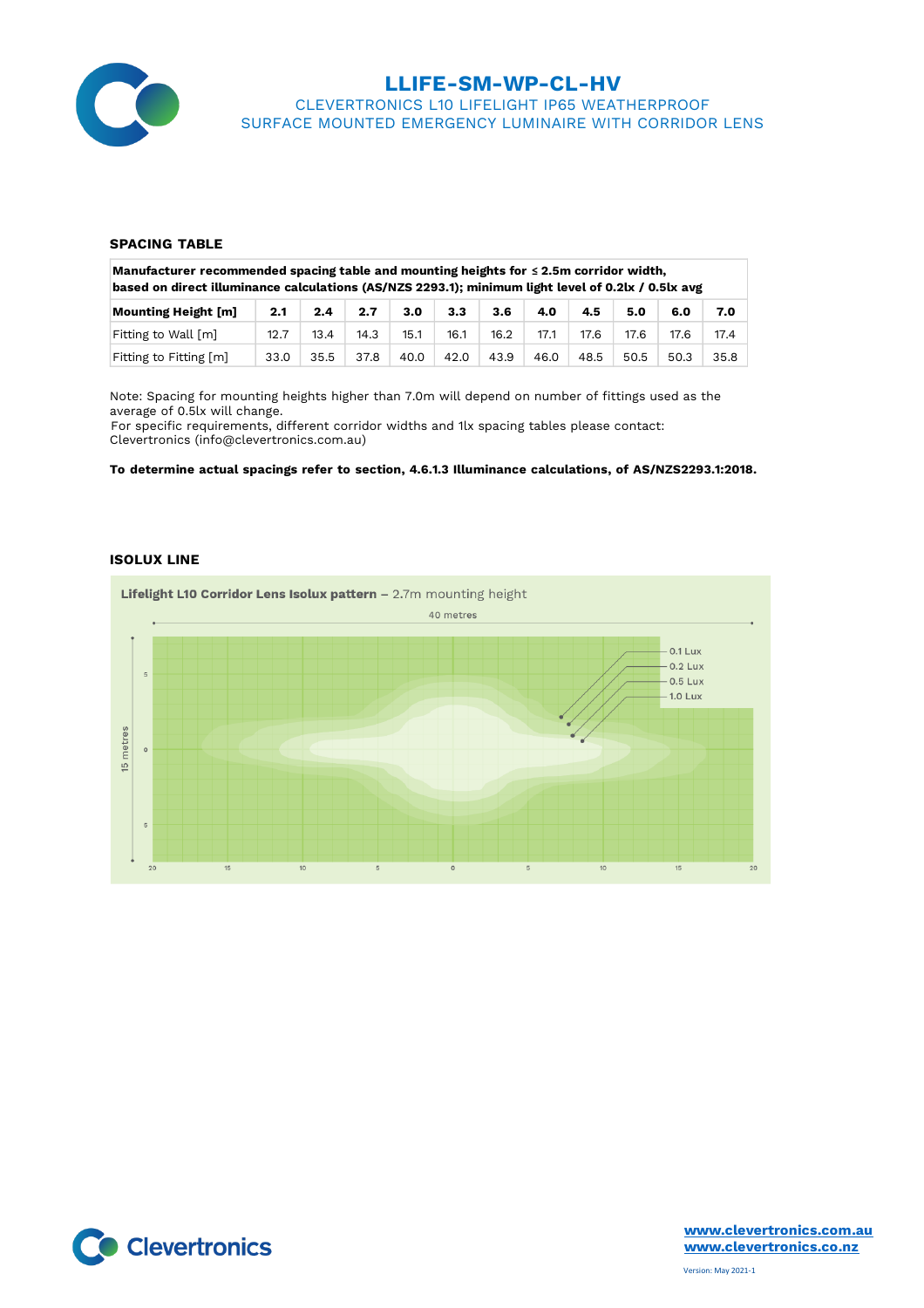# LLIFE-SM-WP-CL-HV

CLEVERTRONICS L10 LIFELIGHT IP65 WEATHERPROOF
SURFACE MOUNTED EMERGENCY LUMINAIRE WITH CORRIDOR LENS

## SPACING TABLE

**Manufacturer recommended spacing table and mounting heights for ≤ 2.5m corridor width, based on direct illuminance calculations (AS/NZS 2293.1); minimum light level of 0.2lx / 0.5lx avg**

| Mounting Height [m] | 2.1 | 2.4 | 2.7 | 3.0 | 3.3 | 3.6 | 4.0 | 4.5 | 5.0 | 6.0 | 7.0 |
|---|---|---|---|---|---|---|---|---|---|---|---|
| Fitting to Wall [m] | 12.7 | 13.4 | 14.3 | 15.1 | 16.1 | 16.2 | 17.1 | 17.6 | 17.6 | 17.6 | 17.4 |
| Fitting to Fitting [m] | 33.0 | 35.5 | 37.8 | 40.0 | 42.0 | 43.9 | 46.0 | 48.5 | 50.5 | 50.3 | 35.8 |

Note: Spacing for mounting heights higher than 7.0m will depend on number of fittings used as the average of 0.5lx will change.
For specific requirements, different corridor widths and 1lx spacing tables please contact: Clevertronics (info@clevertronics.com.au)

**To determine actual spacings refer to section, 4.6.1.3 Illuminance calculations, of AS/NZS2293.1:2018.**

## ISOLUX LINE

**Lifelight L10 Corridor Lens Isolux pattern –** 2.7m mounting height

40 metres

15 metres

0.1 Lux
0.2 Lux
0.5 Lux
1.0 Lux

5
0
5

20 15 10 5 0 5 10 15 20

[www.clevertronics.com.au](http://www.clevertronics.com.au)
[www.clevertronics.co.nz](http://www.clevertronics.co.nz)

Version: May 2021-1